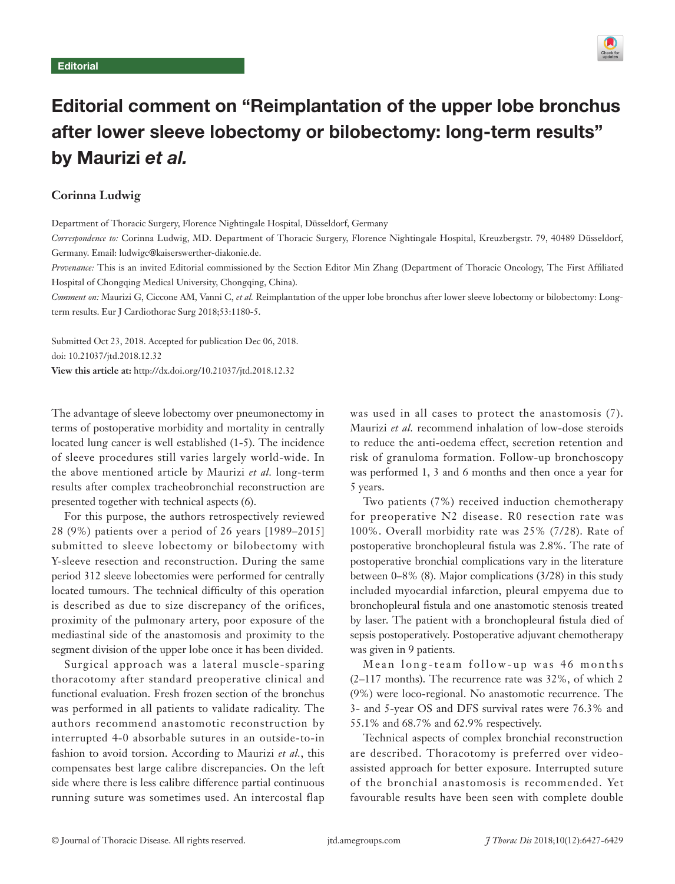Editorial

# Editorial comment on "Reimplantation of the upper lobe bronchus after lower sleeve lobectomy or bilobectomy: long-term results" by Maurizi *et al.*

**Corinna Ludwig**

Department of Thoracic Surgery, Florence Nightingale Hospital, Düsseldorf, Germany

*Correspondence to:* Corinna Ludwig, MD. Department of Thoracic Surgery, Florence Nightingale Hospital, Kreuzbergstr. 79, 40489 Düsseldorf, Germany. Email: ludwigc@kaiserswerther-diakonie.de.

*Provenance:* This is an invited Editorial commissioned by the Section Editor Min Zhang (Department of Thoracic Oncology, The First Affiliated Hospital of Chongqing Medical University, Chongqing, China).

*Comment on:* Maurizi G, Ciccone AM, Vanni C, *et al.* Reimplantation of the upper lobe bronchus after lower sleeve lobectomy or bilobectomy: Long-term results. Eur J Cardiothorac Surg 2018;53:1180-5.

Submitted Oct 23, 2018. Accepted for publication Dec 06, 2018.
doi: 10.21037/jtd.2018.12.32
**View this article at:** http://dx.doi.org/10.21037/jtd.2018.12.32

The advantage of sleeve lobectomy over pneumonectomy in terms of postoperative morbidity and mortality in centrally located lung cancer is well established (1-5). The incidence of sleeve procedures still varies largely world-wide. In the above mentioned article by Maurizi *et al.* long-term results after complex tracheobronchial reconstruction are presented together with technical aspects (6).

For this purpose, the authors retrospectively reviewed 28 (9%) patients over a period of 26 years [1989–2015] submitted to sleeve lobectomy or bilobectomy with Y-sleeve resection and reconstruction. During the same period 312 sleeve lobectomies were performed for centrally located tumours. The technical difficulty of this operation is described as due to size discrepancy of the orifices, proximity of the pulmonary artery, poor exposure of the mediastinal side of the anastomosis and proximity to the segment division of the upper lobe once it has been divided.

Surgical approach was a lateral muscle-sparing thoracotomy after standard preoperative clinical and functional evaluation. Fresh frozen section of the bronchus was performed in all patients to validate radicality. The authors recommend anastomotic reconstruction by interrupted 4-0 absorbable sutures in an outside-to-in fashion to avoid torsion. According to Maurizi *et al.*, this compensates best large calibre discrepancies. On the left side where there is less calibre difference partial continuous running suture was sometimes used. An intercostal flap was used in all cases to protect the anastomosis (7). Maurizi *et al.* recommend inhalation of low-dose steroids to reduce the anti-oedema effect, secretion retention and risk of granuloma formation. Follow-up bronchoscopy was performed 1, 3 and 6 months and then once a year for 5 years.

Two patients (7%) received induction chemotherapy for preoperative N2 disease. R0 resection rate was 100%. Overall morbidity rate was 25% (7/28). Rate of postoperative bronchopleural fistula was 2.8%. The rate of postoperative bronchial complications vary in the literature between 0–8% (8). Major complications (3/28) in this study included myocardial infarction, pleural empyema due to bronchopleural fistula and one anastomotic stenosis treated by laser. The patient with a bronchopleural fistula died of sepsis postoperatively. Postoperative adjuvant chemotherapy was given in 9 patients.

Mean long-team follow-up was 46 months (2–117 months). The recurrence rate was 32%, of which 2 (9%) were loco-regional. No anastomotic recurrence. The 3- and 5-year OS and DFS survival rates were 76.3% and 55.1% and 68.7% and 62.9% respectively.

Technical aspects of complex bronchial reconstruction are described. Thoracotomy is preferred over video-assisted approach for better exposure. Interrupted suture of the bronchial anastomosis is recommended. Yet favourable results have been seen with complete double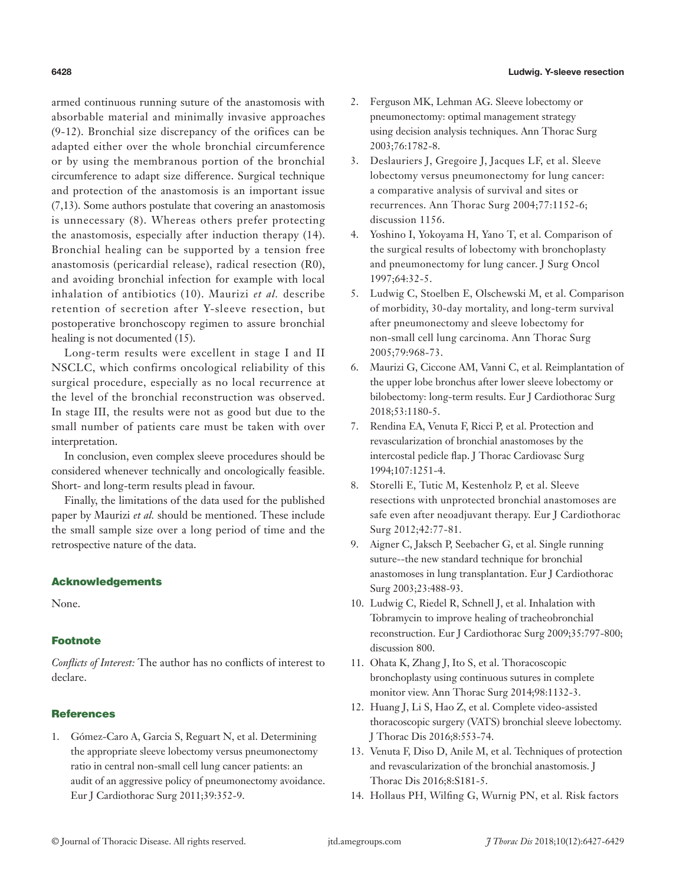armed continuous running suture of the anastomosis with absorbable material and minimally invasive approaches (9-12). Bronchial size discrepancy of the orifices can be adapted either over the whole bronchial circumference or by using the membranous portion of the bronchial circumference to adapt size difference. Surgical technique and protection of the anastomosis is an important issue (7,13). Some authors postulate that covering an anastomosis is unnecessary (8). Whereas others prefer protecting the anastomosis, especially after induction therapy (14). Bronchial healing can be supported by a tension free anastomosis (pericardial release), radical resection (R0), and avoiding bronchial infection for example with local inhalation of antibiotics (10). Maurizi *et al.* describe retention of secretion after Y-sleeve resection, but postoperative bronchoscopy regimen to assure bronchial healing is not documented (15).

Long-term results were excellent in stage I and II NSCLC, which confirms oncological reliability of this surgical procedure, especially as no local recurrence at the level of the bronchial reconstruction was observed. In stage III, the results were not as good but due to the small number of patients care must be taken with over interpretation.

In conclusion, even complex sleeve procedures should be considered whenever technically and oncologically feasible. Short- and long-term results plead in favour.

Finally, the limitations of the data used for the published paper by Maurizi *et al.* should be mentioned. These include the small sample size over a long period of time and the retrospective nature of the data.

## Acknowledgements

None.

## Footnote

*Conflicts of Interest:* The author has no conflicts of interest to declare.

## References

1. Gómez-Caro A, Garcia S, Reguart N, et al. Determining the appropriate sleeve lobectomy versus pneumonectomy ratio in central non-small cell lung cancer patients: an audit of an aggressive policy of pneumonectomy avoidance. Eur J Cardiothorac Surg 2011;39:352-9.
2. Ferguson MK, Lehman AG. Sleeve lobectomy or pneumonectomy: optimal management strategy using decision analysis techniques. Ann Thorac Surg 2003;76:1782-8.
3. Deslauriers J, Gregoire J, Jacques LF, et al. Sleeve lobectomy versus pneumonectomy for lung cancer: a comparative analysis of survival and sites or recurrences. Ann Thorac Surg 2004;77:1152-6; discussion 1156.
4. Yoshino I, Yokoyama H, Yano T, et al. Comparison of the surgical results of lobectomy with bronchoplasty and pneumonectomy for lung cancer. J Surg Oncol 1997;64:32-5.
5. Ludwig C, Stoelben E, Olschewski M, et al. Comparison of morbidity, 30-day mortality, and long-term survival after pneumonectomy and sleeve lobectomy for non-small cell lung carcinoma. Ann Thorac Surg 2005;79:968-73.
6. Maurizi G, Ciccone AM, Vanni C, et al. Reimplantation of the upper lobe bronchus after lower sleeve lobectomy or bilobectomy: long-term results. Eur J Cardiothorac Surg 2018;53:1180-5.
7. Rendina EA, Venuta F, Ricci P, et al. Protection and revascularization of bronchial anastomoses by the intercostal pedicle flap. J Thorac Cardiovasc Surg 1994;107:1251-4.
8. Storelli E, Tutic M, Kestenholz P, et al. Sleeve resections with unprotected bronchial anastomoses are safe even after neoadjuvant therapy. Eur J Cardiothorac Surg 2012;42:77-81.
9. Aigner C, Jaksch P, Seebacher G, et al. Single running suture--the new standard technique for bronchial anastomoses in lung transplantation. Eur J Cardiothorac Surg 2003;23:488-93.
10. Ludwig C, Riedel R, Schnell J, et al. Inhalation with Tobramycin to improve healing of tracheobronchial reconstruction. Eur J Cardiothorac Surg 2009;35:797-800; discussion 800.
11. Ohata K, Zhang J, Ito S, et al. Thoracoscopic bronchoplasty using continuous sutures in complete monitor view. Ann Thorac Surg 2014;98:1132-3.
12. Huang J, Li S, Hao Z, et al. Complete video-assisted thoracoscopic surgery (VATS) bronchial sleeve lobectomy. J Thorac Dis 2016;8:553-74.
13. Venuta F, Diso D, Anile M, et al. Techniques of protection and revascularization of the bronchial anastomosis. J Thorac Dis 2016;8:S181-5.
14. Hollaus PH, Wilfing G, Wurnig PN, et al. Risk factors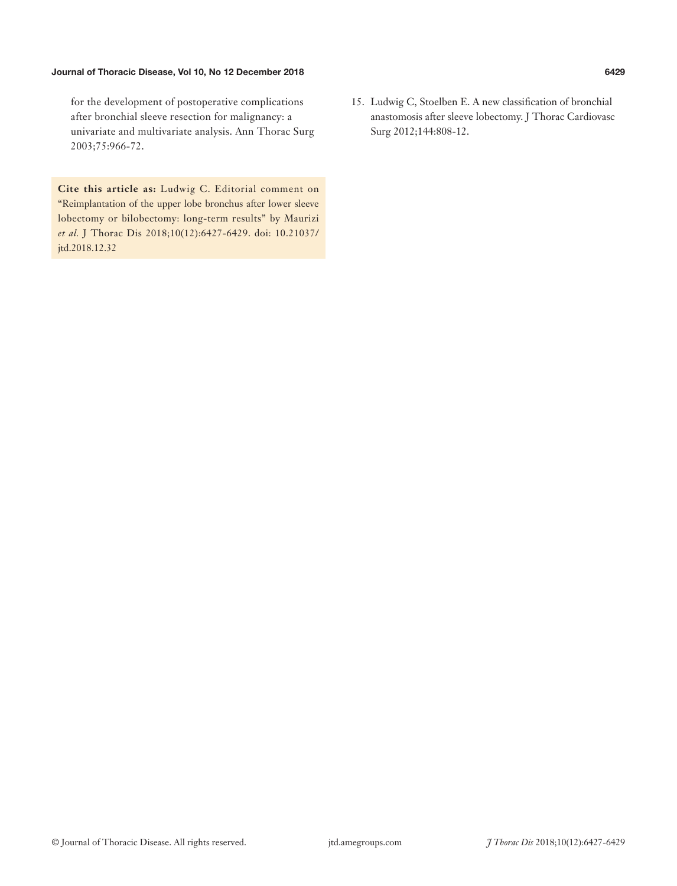for the development of postoperative complications after bronchial sleeve resection for malignancy: a univariate and multivariate analysis. Ann Thorac Surg 2003;75:966-72.

15. Ludwig C, Stoelben E. A new classification of bronchial anastomosis after sleeve lobectomy. J Thorac Cardiovasc Surg 2012;144:808-12.

**Cite this article as:** Ludwig C. Editorial comment on "Reimplantation of the upper lobe bronchus after lower sleeve lobectomy or bilobectomy: long-term results" by Maurizi *et al*. J Thorac Dis 2018;10(12):6427-6429. doi: 10.21037/jtd.2018.12.32